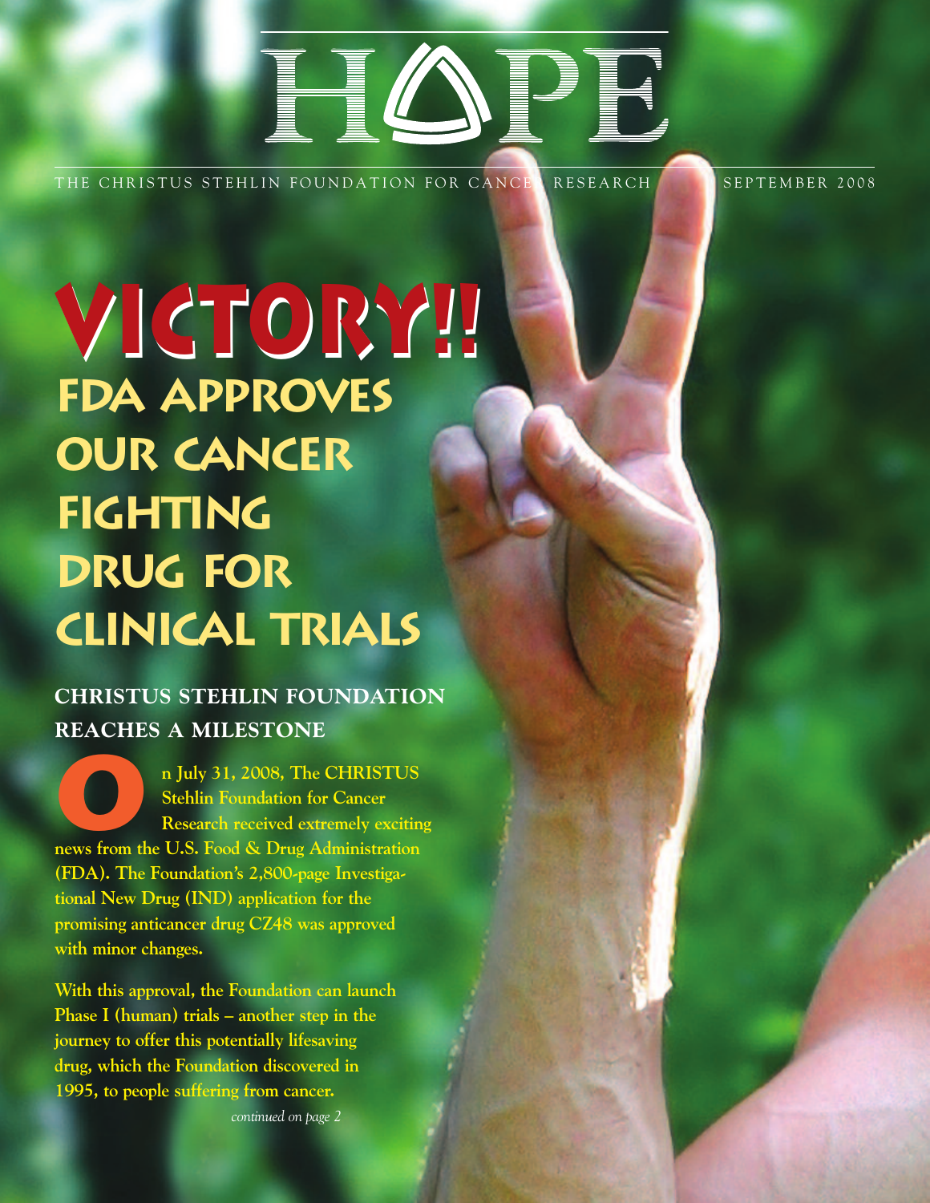# HOPE

THE CHRISTUS STEHLIN FOUNDATION FOR CANCER RESEARCH SEPTEMBER 2008

# VICTORY!!

## FDA APPROVES OUR CANCER FIGHTING DRUG FOR CLINICAL TRIALS

### CHRISTUS STEHLIN FOUNDATION REACHES A MILESTONE

**On July 31, 2008, The CHRISTUS Stehlin Foundation for Cancer Research received extremely exciting news from the U.S. Food & Drug Administration (FDA). The Foundation's 2,800-page Investigational New Drug (IND) application for the promising anticancer drug CZ48 was approved with minor changes.**

**With this approval, the Foundation can launch Phase I (human) trials – another step in the journey to offer this potentially lifesaving drug, which the Foundation discovered in 1995, to people suffering from cancer.**

*continued on page 2*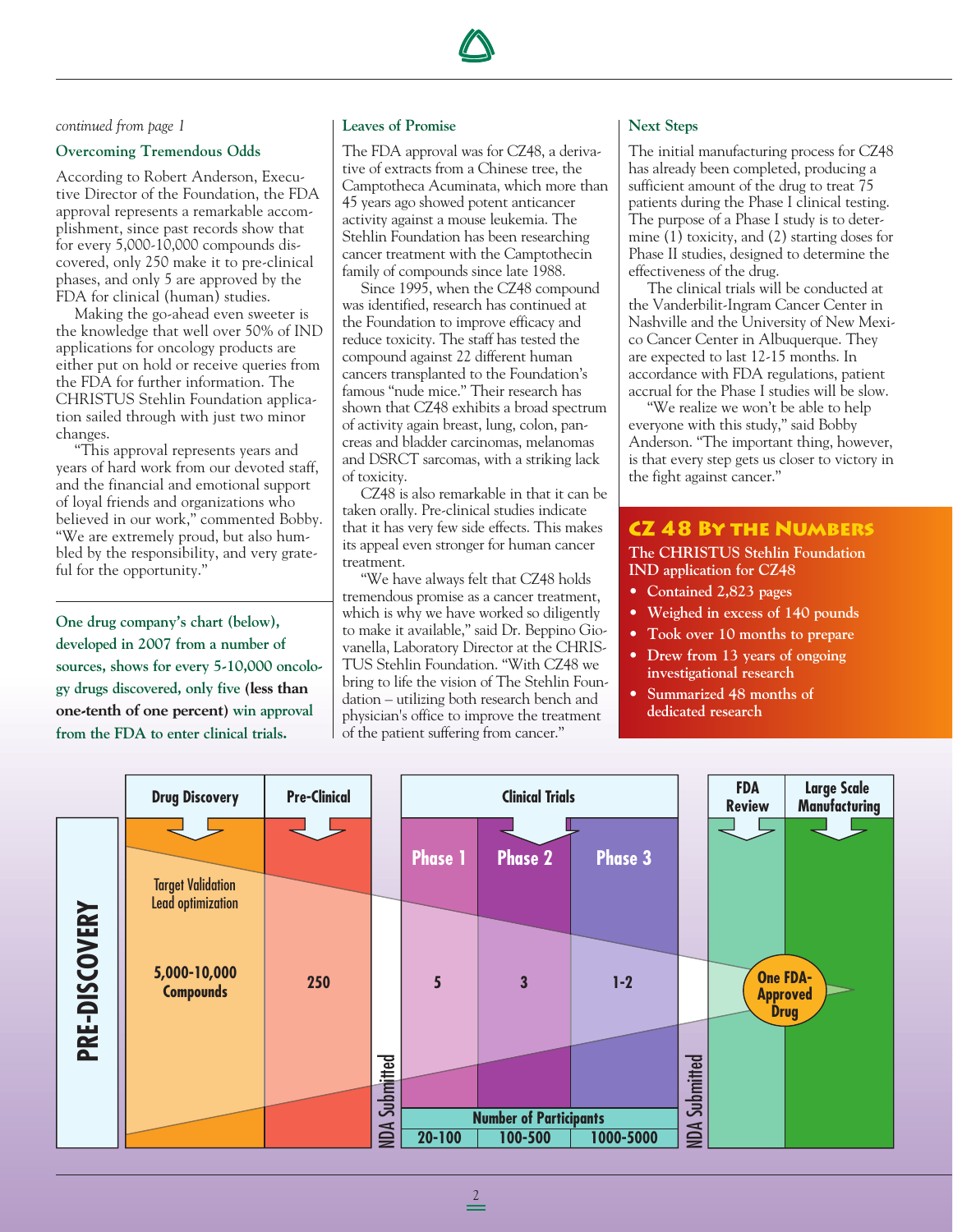*continued from page 1*

### Overcoming Tremendous Odds

According to Robert Anderson, Executive Director of the Foundation, the FDA approval represents a remarkable accomplishment, since past records show that for every 5,000-10,000 compounds discovered, only 250 make it to pre-clinical phases, and only 5 are approved by the FDA for clinical (human) studies.

Making the go-ahead even sweeter is the knowledge that well over 50% of IND applications for oncology products are either put on hold or receive queries from the FDA for further information. The CHRISTUS Stehlin Foundation application sailed through with just two minor changes.

"This approval represents years and years of hard work from our devoted staff, and the financial and emotional support of loyal friends and organizations who believed in our work," commented Bobby. "We are extremely proud, but also humbled by the responsibility, and very grateful for the opportunity."

**One drug company's chart (below), developed in 2007 from a number of sources, shows for every 5-10,000 oncology drugs discovered, only five (less than one-tenth of one percent) win approval from the FDA to enter clinical trials.**

### Leaves of Promise

The FDA approval was for CZ48, a derivative of extracts from a Chinese tree, the Camptotheca Acuminata, which more than 45 years ago showed potent anticancer activity against a mouse leukemia. The Stehlin Foundation has been researching cancer treatment with the Camptothecin family of compounds since late 1988.

Since 1995, when the CZ48 compound was identified, research has continued at the Foundation to improve efficacy and reduce toxicity. The staff has tested the compound against 22 different human cancers transplanted to the Foundation's famous "nude mice." Their research has shown that CZ48 exhibits a broad spectrum of activity again breast, lung, colon, pancreas and bladder carcinomas, melanomas and DSRCT sarcomas, with a striking lack of toxicity.

CZ48 is also remarkable in that it can be taken orally. Pre-clinical studies indicate that it has very few side effects. This makes its appeal even stronger for human cancer treatment.

"We have always felt that CZ48 holds tremendous promise as a cancer treatment, which is why we have worked so diligently to make it available," said Dr. Beppino Giovanella, Laboratory Director at the CHRISTUS Stehlin Foundation. "With CZ48 we bring to life the vision of The Stehlin Foundation – utilizing both research bench and physician's office to improve the treatment of the patient suffering from cancer."

### Next Steps

The initial manufacturing process for CZ48 has already been completed, producing a sufficient amount of the drug to treat 75 patients during the Phase I clinical testing. The purpose of a Phase I study is to determine (1) toxicity, and (2) starting doses for Phase II studies, designed to determine the effectiveness of the drug.

The clinical trials will be conducted at the Vanderbilt-Ingram Cancer Center in Nashville and the University of New Mexico Cancer Center in Albuquerque. They are expected to last 12-15 months. In accordance with FDA regulations, patient accrual for the Phase I studies will be slow.

"We realize we won't be able to help everyone with this study," said Bobby Anderson. "The important thing, however, is that every step gets us closer to victory in the fight against cancer."

### CZ 48 By the Numbers

**The CHRISTUS Stehlin Foundation IND application for CZ48**

- Contained 2,823 pages
- Weighed in excess of 140 pounds
- Took over 10 months to prepare
- Drew from 13 years of ongoing investigational research
- Summarized 48 months of dedicated research

| PRE-DISCOVERY | Drug Discovery | Pre-Clinical | | Clinical Trials | | | | FDA Review | Large Scale Manufacturing |
|---|---|---|---|---|---|---|---|---|---|
| | | | | Phase 1 | Phase 2 | Phase 3 | | | |
| | Target Validation Lead optimization | | | | | | | | |
| | 5,000-10,000 Compounds | 250 | NDA Submitted | 5 | 3 | 1-2 | NDA Submitted | One FDA-Approved Drug | |
| | | | | Number of Participants | | | | | |
| | | | | 20-100 | 100-500 | 1000-5000 | | | |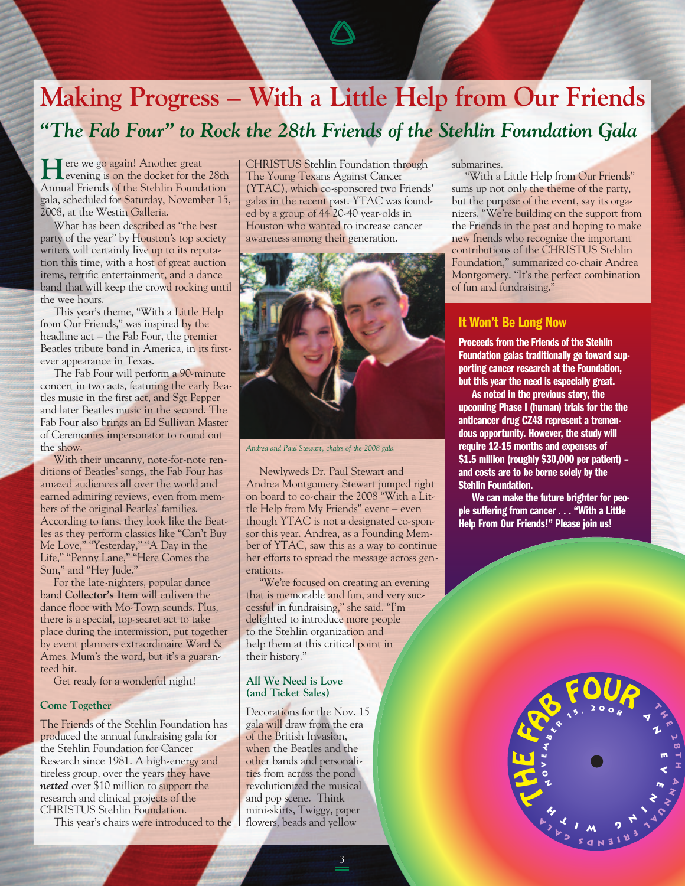# Making Progress – With a Little Help from Our Friends

## *"The Fab Four" to Rock the 28th Friends of the Stehlin Foundation Gala*

Here we go again! Another great evening is on the docket for the 28th Annual Friends of the Stehlin Foundation gala, scheduled for Saturday, November 15, 2008, at the Westin Galleria.

What has been described as "the best party of the year" by Houston's top society writers will certainly live up to its reputation this time, with a host of great auction items, terrific entertainment, and a dance band that will keep the crowd rocking until the wee hours.

This year's theme, "With a Little Help from Our Friends," was inspired by the headline act – the Fab Four, the premier Beatles tribute band in America, in its first-ever appearance in Texas.

The Fab Four will perform a 90-minute concert in two acts, featuring the early Beatles music in the first act, and Sgt Pepper and later Beatles music in the second. The Fab Four also brings an Ed Sullivan Master of Ceremonies impersonator to round out the show.

With their uncanny, note-for-note renditions of Beatles' songs, the Fab Four has amazed audiences all over the world and earned admiring reviews, even from members of the original Beatles' families. According to fans, they look like the Beatles as they perform classics like "Can't Buy Me Love," "Yesterday," "A Day in the Life," "Penny Lane," "Here Comes the Sun," and "Hey Jude."

For the late-nighters, popular dance band **Collector's Item** will enliven the dance floor with Mo-Town sounds. Plus, there is a special, top-secret act to take place during the intermission, put together by event planners extraordinaire Ward & Ames. Mum's the word, but it's a guaranteed hit.

Get ready for a wonderful night!

### Come Together

The Friends of the Stehlin Foundation has produced the annual fundraising gala for the Stehlin Foundation for Cancer Research since 1981. A high-energy and tireless group, over the years they have ***netted*** over $10 million to support the research and clinical projects of the CHRISTUS Stehlin Foundation.

This year's chairs were introduced to the CHRISTUS Stehlin Foundation through The Young Texans Against Cancer (YTAC), which co-sponsored two Friends' galas in the recent past. YTAC was founded by a group of 44 20-40 year-olds in Houston who wanted to increase cancer awareness among their generation.

*Andrea and Paul Stewart, chairs of the 2008 gala*

Newlyweds Dr. Paul Stewart and Andrea Montgomery Stewart jumped right on board to co-chair the 2008 "With a Little Help from My Friends" event – even though YTAC is not a designated co-sponsor this year. Andrea, as a Founding Member of YTAC, saw this as a way to continue her efforts to spread the message across generations.

"We're focused on creating an evening that is memorable and fun, and very successful in fundraising," she said. "I'm delighted to introduce more people to the Stehlin organization and help them at this critical point in their history."

### All We Need is Love (and Ticket Sales)

Decorations for the Nov. 15 gala will draw from the era of the British Invasion, when the Beatles and the other bands and personalities from across the pond revolutionized the musical and pop scene. Think mini-skirts, Twiggy, paper flowers, beads and yellow submarines.

"With a Little Help from Our Friends" sums up not only the theme of the party, but the purpose of the event, say its organizers. "We're building on the support from the Friends in the past and hoping to make new friends who recognize the important contributions of the CHRISTUS Stehlin Foundation," summarized co-chair Andrea Montgomery. "It's the perfect combination of fun and fundraising."

### It Won't Be Long Now

**Proceeds from the Friends of the Stehlin Foundation galas traditionally go toward supporting cancer research at the Foundation, but this year the need is especially great.**

**As noted in the previous story, the upcoming Phase I (human) trials for the the anticancer drug CZ48 represent a tremendous opportunity. However, the study will require 12-15 months and expenses of $1.5 million (roughly $30,000 per patient) – and costs are to be borne solely by the Stehlin Foundation.**

**We can make the future brighter for people suffering from cancer . . . "With a Little Help From Our Friends!" Please join us!**

THE FAB FOUR
NOVEMBER 15, 2008
THE 28TH ANNUAL FRIENDS GALA
AN EVENING WITH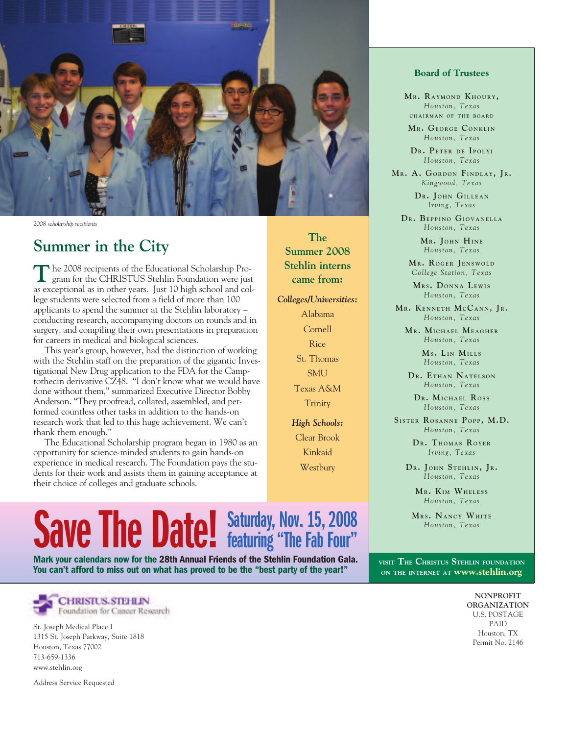*2008 scholarship recipients*

## Summer in the City

The 2008 recipients of the Educational Scholarship Program for the CHRISTUS Stehlin Foundation were just as exceptional as in other years. Just 10 high school and college students were selected from a field of more than 100 applicants to spend the summer at the Stehlin laboratory – conducting research, accompanying doctors on rounds and in surgery, and compiling their own presentations in preparation for careers in medical and biological sciences.

This year's group, however, had the distinction of working with the Stehlin staff on the preparation of the gigantic Investigational New Drug application to the FDA for the Camptothecin derivative CZ48. "I don't know what we would have done without them," summarized Executive Director Bobby Anderson. "They proofread, collated, assembled, and performed countless other tasks in addition to the hands-on research work that led to this huge achievement. We can't thank them enough."

The Educational Scholarship program began in 1980 as an opportunity for science-minded students to gain hands-on experience in medical research. The Foundation pays the students for their work and assists them in gaining acceptance at their choice of colleges and graduate schools.

### The Summer 2008 Stehlin interns came from:

***Colleges/Universities:***

Alabama
Cornell
Rice
St. Thomas
SMU
Texas A&M
Trinity

***High Schools:***

Clear Brook
Kinkaid
Westbury

## Save The Date! Saturday, Nov. 15, 2008 featuring "The Fab Four"

**Mark your calendars now for the 28th Annual Friends of the Stehlin Foundation Gala. You can't afford to miss out on what has proved to be the "best party of the year!"**

### Board of Trustees

Mr. Raymond Khoury, *Houston, Texas*, Chairman of the Board

Mr. George Conklin, *Houston, Texas*

Dr. Peter de Ipolyi, *Houston, Texas*

Mr. A. Gordon Findlay, Jr., *Kingwood, Texas*

Dr. John Gillean, *Irving, Texas*

Dr. Beppino Giovanella, *Houston, Texas*

Mr. John Hine, *Houston, Texas*

Mr. Roger Jenswold, *College Station, Texas*

Mrs. Donna Lewis, *Houston, Texas*

Mr. Kenneth McCann, Jr., *Houston, Texas*

Mr. Michael Meagher, *Houston, Texas*

Ms. Lin Mills, *Houston, Texas*

Dr. Ethan Natelson, *Houston, Texas*

Dr. Michael Ross, *Houston, Texas*

Sister Rosanne Popp, M.D., *Houston, Texas*

Dr. Thomas Royer, *Irving, Texas*

Dr. John Stehlin, Jr., *Houston, Texas*

Mr. Kim Wheless, *Houston, Texas*

Mrs. Nancy White, *Houston, Texas*

Visit The Christus Stehlin Foundation on the internet at **www.stehlin.org**

CHRISTUS STEHLIN Foundation for Cancer Research

St. Joseph Medical Place I
1315 St. Joseph Parkway, Suite 1818
Houston, Texas 77002
713-659-1336
www.stehlin.org

Address Service Requested

NONPROFIT ORGANIZATION
U.S. POSTAGE
PAID
Houston, TX
Permit No. 2146